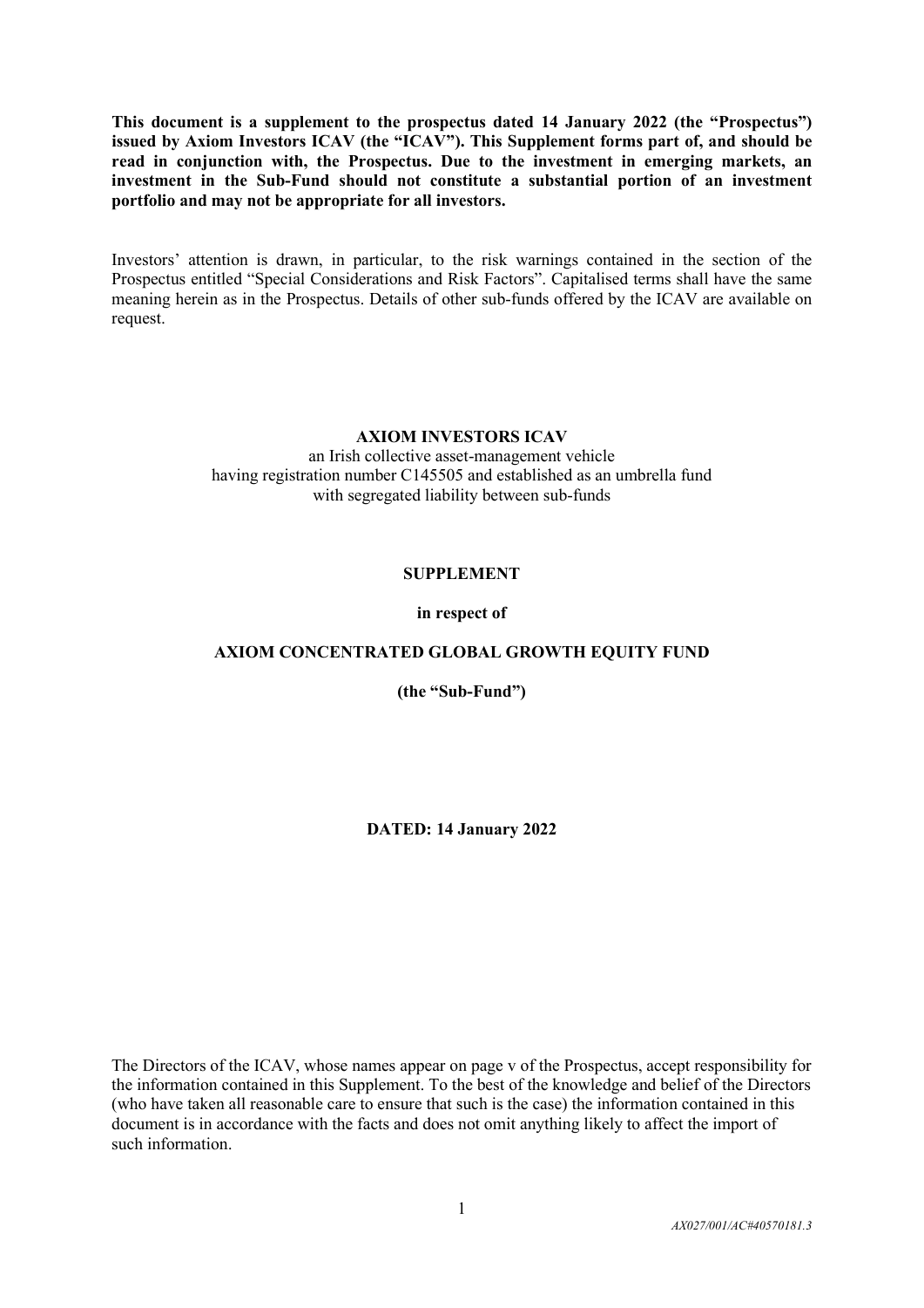**This document is a supplement to the prospectus dated 14 January 2022 (the "Prospectus") issued by Axiom Investors ICAV (the "ICAV"). This Supplement forms part of, and should be read in conjunction with, the Prospectus. Due to the investment in emerging markets, an investment in the Sub-Fund should not constitute a substantial portion of an investment portfolio and may not be appropriate for all investors.**

Investors' attention is drawn, in particular, to the risk warnings contained in the section of the Prospectus entitled "Special Considerations and Risk Factors". Capitalised terms shall have the same meaning herein as in the Prospectus. Details of other sub-funds offered by the ICAV are available on request.

**AXIOM INVESTORS ICAV**

an Irish collective asset-management vehicle
having registration number C145505 and established as an umbrella fund
with segregated liability between sub-funds

**SUPPLEMENT**

**in respect of**

**AXIOM CONCENTRATED GLOBAL GROWTH EQUITY FUND**

**(the "Sub-Fund")**

**DATED: 14 January 2022**

The Directors of the ICAV, whose names appear on page v of the Prospectus, accept responsibility for the information contained in this Supplement. To the best of the knowledge and belief of the Directors (who have taken all reasonable care to ensure that such is the case) the information contained in this document is in accordance with the facts and does not omit anything likely to affect the import of such information.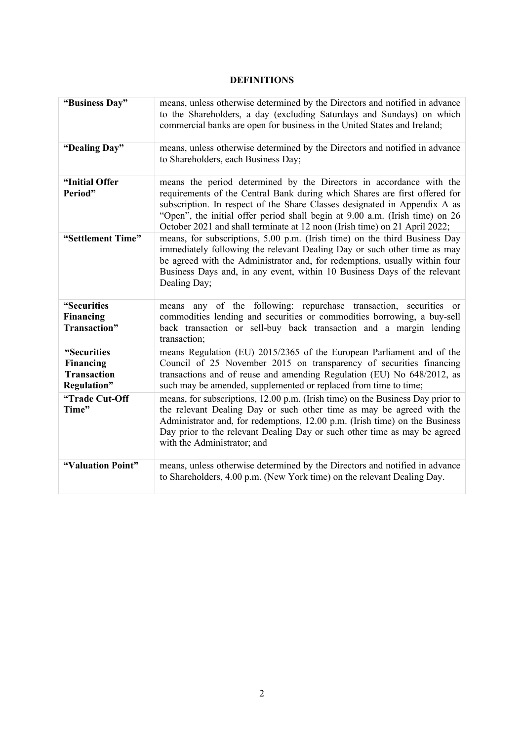## DEFINITIONS

| | |
|---|---|
| **"Business Day"** | means, unless otherwise determined by the Directors and notified in advance to the Shareholders, a day (excluding Saturdays and Sundays) on which commercial banks are open for business in the United States and Ireland; |
| **"Dealing Day"** | means, unless otherwise determined by the Directors and notified in advance to Shareholders, each Business Day; |
| **"Initial Offer Period"** | means the period determined by the Directors in accordance with the requirements of the Central Bank during which Shares are first offered for subscription. In respect of the Share Classes designated in Appendix A as "Open", the initial offer period shall begin at 9.00 a.m. (Irish time) on 26 October 2021 and shall terminate at 12 noon (Irish time) on 21 April 2022; |
| **"Settlement Time"** | means, for subscriptions, 5.00 p.m. (Irish time) on the third Business Day immediately following the relevant Dealing Day or such other time as may be agreed with the Administrator and, for redemptions, usually within four Business Days and, in any event, within 10 Business Days of the relevant Dealing Day; |
| **"Securities Financing Transaction"** | means any of the following: repurchase transaction, securities or commodities lending and securities or commodities borrowing, a buy-sell back transaction or sell-buy back transaction and a margin lending transaction; |
| **"Securities Financing Transaction Regulation"** | means Regulation (EU) 2015/2365 of the European Parliament and of the Council of 25 November 2015 on transparency of securities financing transactions and of reuse and amending Regulation (EU) No 648/2012, as such may be amended, supplemented or replaced from time to time; |
| **"Trade Cut-Off Time"** | means, for subscriptions, 12.00 p.m. (Irish time) on the Business Day prior to the relevant Dealing Day or such other time as may be agreed with the Administrator and, for redemptions, 12.00 p.m. (Irish time) on the Business Day prior to the relevant Dealing Day or such other time as may be agreed with the Administrator; and |
| **"Valuation Point"** | means, unless otherwise determined by the Directors and notified in advance to Shareholders, 4.00 p.m. (New York time) on the relevant Dealing Day. |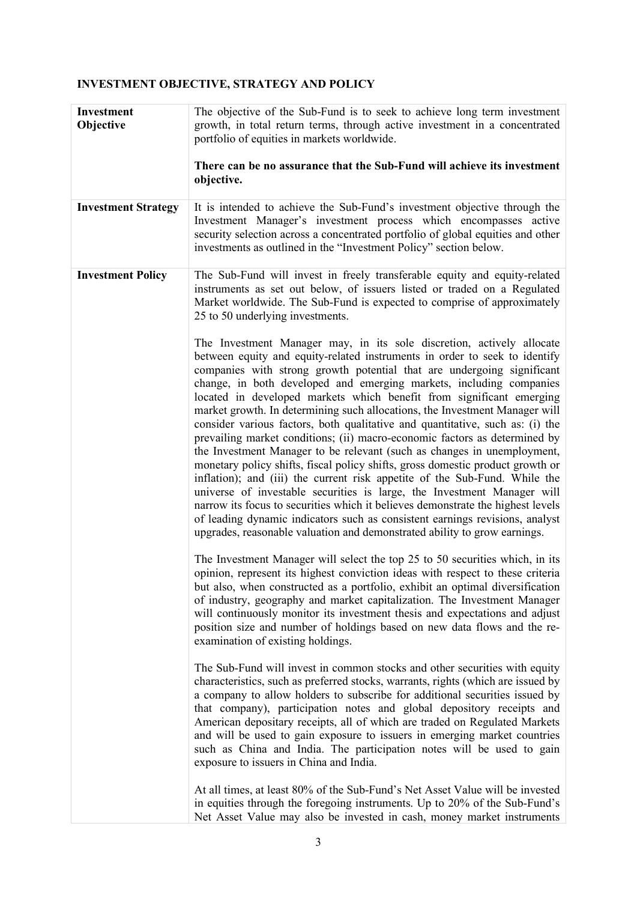**INVESTMENT OBJECTIVE, STRATEGY AND POLICY**

| | |
|---|---|
| **Investment Objective** | The objective of the Sub-Fund is to seek to achieve long term investment growth, in total return terms, through active investment in a concentrated portfolio of equities in markets worldwide.<br><br>**There can be no assurance that the Sub-Fund will achieve its investment objective.** |
| **Investment Strategy** | It is intended to achieve the Sub-Fund's investment objective through the Investment Manager's investment process which encompasses active security selection across a concentrated portfolio of global equities and other investments as outlined in the "Investment Policy" section below. |
| **Investment Policy** | The Sub-Fund will invest in freely transferable equity and equity-related instruments as set out below, of issuers listed or traded on a Regulated Market worldwide. The Sub-Fund is expected to comprise of approximately 25 to 50 underlying investments.<br><br>The Investment Manager may, in its sole discretion, actively allocate between equity and equity-related instruments in order to seek to identify companies with strong growth potential that are undergoing significant change, in both developed and emerging markets, including companies located in developed markets which benefit from significant emerging market growth. In determining such allocations, the Investment Manager will consider various factors, both qualitative and quantitative, such as: (i) the prevailing market conditions; (ii) macro-economic factors as determined by the Investment Manager to be relevant (such as changes in unemployment, monetary policy shifts, fiscal policy shifts, gross domestic product growth or inflation); and (iii) the current risk appetite of the Sub-Fund. While the universe of investable securities is large, the Investment Manager will narrow its focus to securities which it believes demonstrate the highest levels of leading dynamic indicators such as consistent earnings revisions, analyst upgrades, reasonable valuation and demonstrated ability to grow earnings.<br><br>The Investment Manager will select the top 25 to 50 securities which, in its opinion, represent its highest conviction ideas with respect to these criteria but also, when constructed as a portfolio, exhibit an optimal diversification of industry, geography and market capitalization. The Investment Manager will continuously monitor its investment thesis and expectations and adjust position size and number of holdings based on new data flows and the re-examination of existing holdings.<br><br>The Sub-Fund will invest in common stocks and other securities with equity characteristics, such as preferred stocks, warrants, rights (which are issued by a company to allow holders to subscribe for additional securities issued by that company), participation notes and global depository receipts and American depositary receipts, all of which are traded on Regulated Markets and will be used to gain exposure to issuers in emerging market countries such as China and India. The participation notes will be used to gain exposure to issuers in China and India.<br><br>At all times, at least 80% of the Sub-Fund's Net Asset Value will be invested in equities through the foregoing instruments. Up to 20% of the Sub-Fund's Net Asset Value may also be invested in cash, money market instruments |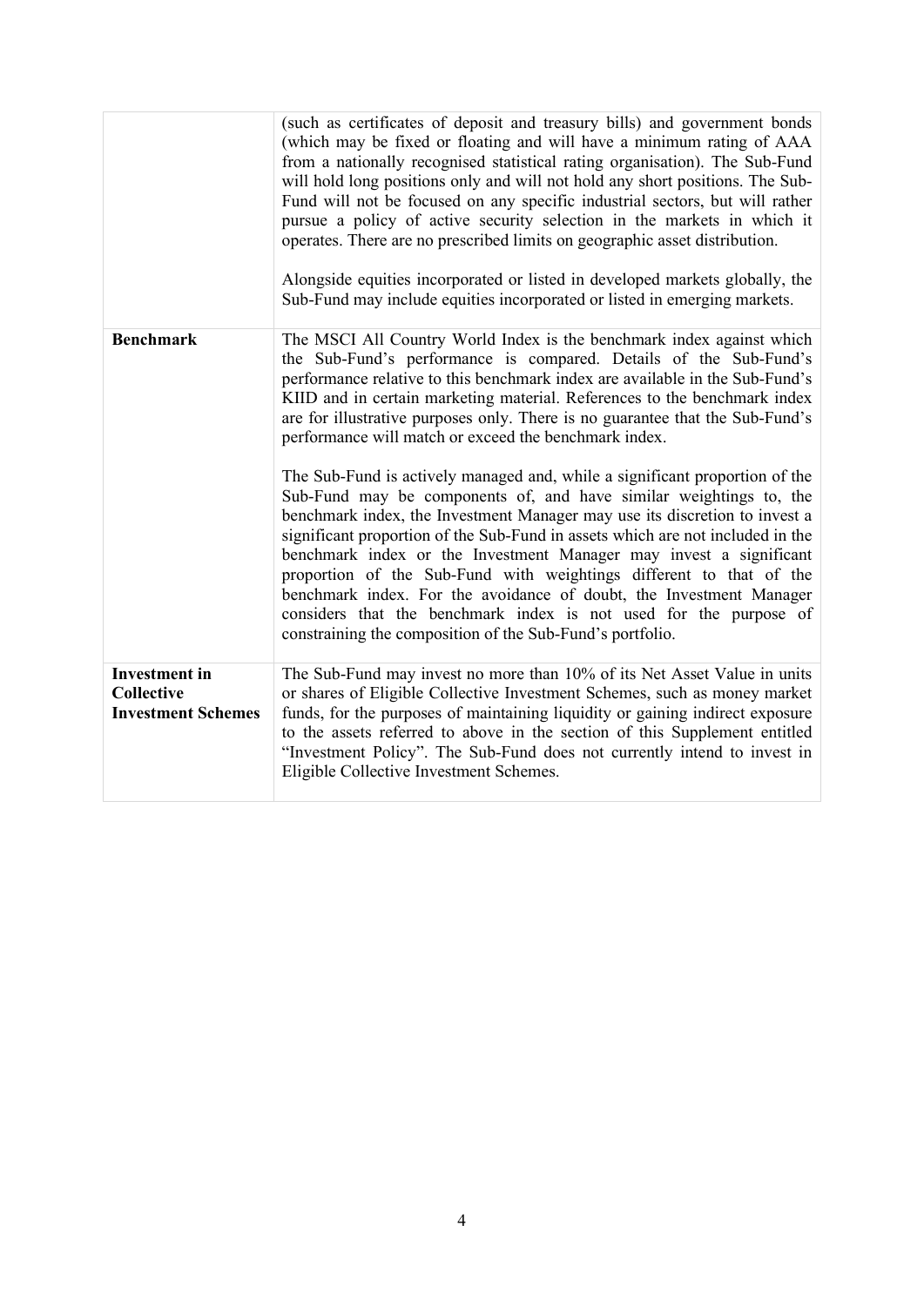| | |
|---|---|
| | (such as certificates of deposit and treasury bills) and government bonds (which may be fixed or floating and will have a minimum rating of AAA from a nationally recognised statistical rating organisation). The Sub-Fund will hold long positions only and will not hold any short positions. The Sub-Fund will not be focused on any specific industrial sectors, but will rather pursue a policy of active security selection in the markets in which it operates. There are no prescribed limits on geographic asset distribution.<br><br>Alongside equities incorporated or listed in developed markets globally, the Sub-Fund may include equities incorporated or listed in emerging markets. |
| **Benchmark** | The MSCI All Country World Index is the benchmark index against which the Sub-Fund's performance is compared. Details of the Sub-Fund's performance relative to this benchmark index are available in the Sub-Fund's KIID and in certain marketing material. References to the benchmark index are for illustrative purposes only. There is no guarantee that the Sub-Fund's performance will match or exceed the benchmark index.<br><br>The Sub-Fund is actively managed and, while a significant proportion of the Sub-Fund may be components of, and have similar weightings to, the benchmark index, the Investment Manager may use its discretion to invest a significant proportion of the Sub-Fund in assets which are not included in the benchmark index or the Investment Manager may invest a significant proportion of the Sub-Fund with weightings different to that of the benchmark index. For the avoidance of doubt, the Investment Manager considers that the benchmark index is not used for the purpose of constraining the composition of the Sub-Fund's portfolio. |
| **Investment in Collective Investment Schemes** | The Sub-Fund may invest no more than 10% of its Net Asset Value in units or shares of Eligible Collective Investment Schemes, such as money market funds, for the purposes of maintaining liquidity or gaining indirect exposure to the assets referred to above in the section of this Supplement entitled "Investment Policy". The Sub-Fund does not currently intend to invest in Eligible Collective Investment Schemes. |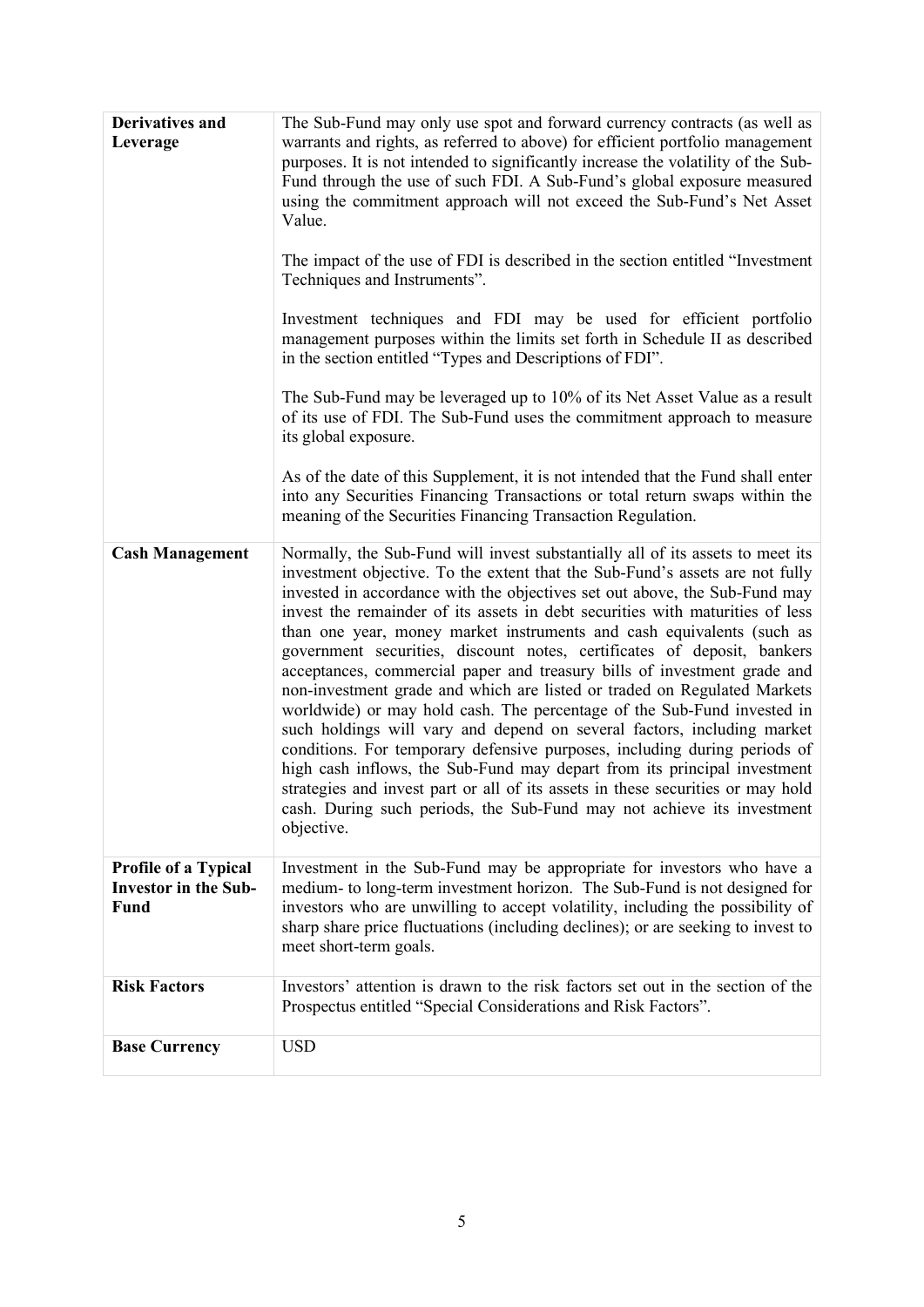| **Derivatives and Leverage** | The Sub-Fund may only use spot and forward currency contracts (as well as warrants and rights, as referred to above) for efficient portfolio management purposes. It is not intended to significantly increase the volatility of the Sub-Fund through the use of such FDI. A Sub-Fund's global exposure measured using the commitment approach will not exceed the Sub-Fund's Net Asset Value.<br><br>The impact of the use of FDI is described in the section entitled "Investment Techniques and Instruments".<br><br>Investment techniques and FDI may be used for efficient portfolio management purposes within the limits set forth in Schedule II as described in the section entitled "Types and Descriptions of FDI".<br><br>The Sub-Fund may be leveraged up to 10% of its Net Asset Value as a result of its use of FDI. The Sub-Fund uses the commitment approach to measure its global exposure.<br><br>As of the date of this Supplement, it is not intended that the Fund shall enter into any Securities Financing Transactions or total return swaps within the meaning of the Securities Financing Transaction Regulation. |
|---|---|
| **Cash Management** | Normally, the Sub-Fund will invest substantially all of its assets to meet its investment objective. To the extent that the Sub-Fund's assets are not fully invested in accordance with the objectives set out above, the Sub-Fund may invest the remainder of its assets in debt securities with maturities of less than one year, money market instruments and cash equivalents (such as government securities, discount notes, certificates of deposit, bankers acceptances, commercial paper and treasury bills of investment grade and non-investment grade and which are listed or traded on Regulated Markets worldwide) or may hold cash. The percentage of the Sub-Fund invested in such holdings will vary and depend on several factors, including market conditions. For temporary defensive purposes, including during periods of high cash inflows, the Sub-Fund may depart from its principal investment strategies and invest part or all of its assets in these securities or may hold cash. During such periods, the Sub-Fund may not achieve its investment objective. |
| **Profile of a Typical Investor in the Sub-Fund** | Investment in the Sub-Fund may be appropriate for investors who have a medium- to long-term investment horizon. The Sub-Fund is not designed for investors who are unwilling to accept volatility, including the possibility of sharp share price fluctuations (including declines); or are seeking to invest to meet short-term goals. |
| **Risk Factors** | Investors' attention is drawn to the risk factors set out in the section of the Prospectus entitled "Special Considerations and Risk Factors". |
| **Base Currency** | USD |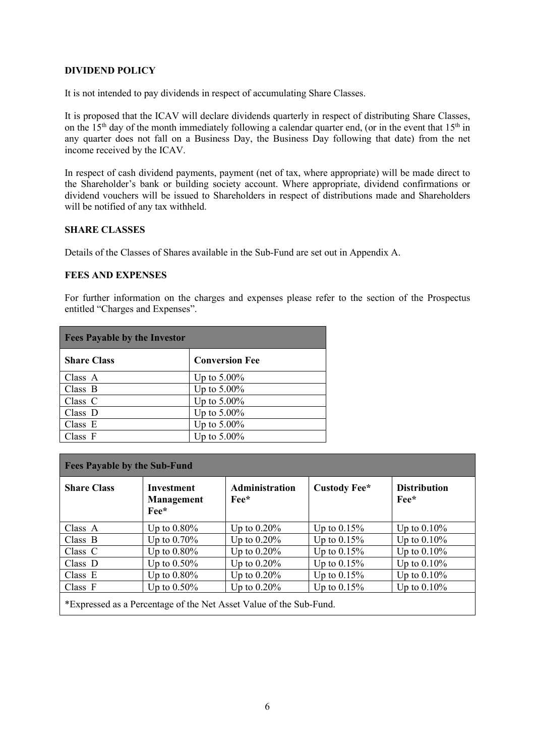## DIVIDEND POLICY

It is not intended to pay dividends in respect of accumulating Share Classes.

It is proposed that the ICAV will declare dividends quarterly in respect of distributing Share Classes, on the 15th day of the month immediately following a calendar quarter end, (or in the event that 15th in any quarter does not fall on a Business Day, the Business Day following that date) from the net income received by the ICAV.

In respect of cash dividend payments, payment (net of tax, where appropriate) will be made direct to the Shareholder's bank or building society account. Where appropriate, dividend confirmations or dividend vouchers will be issued to Shareholders in respect of distributions made and Shareholders will be notified of any tax withheld.

## SHARE CLASSES

Details of the Classes of Shares available in the Sub-Fund are set out in Appendix A.

## FEES AND EXPENSES

For further information on the charges and expenses please refer to the section of the Prospectus entitled "Charges and Expenses".

| Fees Payable by the Investor | |
|---|---|
| **Share Class** | **Conversion Fee** |
| Class A | Up to 5.00% |
| Class B | Up to 5.00% |
| Class C | Up to 5.00% |
| Class D | Up to 5.00% |
| Class E | Up to 5.00% |
| Class F | Up to 5.00% |

| Fees Payable by the Sub-Fund | | | | |
|---|---|---|---|---|
| **Share Class** | **Investment Management Fee*** | **Administration Fee*** | **Custody Fee*** | **Distribution Fee*** |
| Class A | Up to 0.80% | Up to 0.20% | Up to 0.15% | Up to 0.10% |
| Class B | Up to 0.70% | Up to 0.20% | Up to 0.15% | Up to 0.10% |
| Class C | Up to 0.80% | Up to 0.20% | Up to 0.15% | Up to 0.10% |
| Class D | Up to 0.50% | Up to 0.20% | Up to 0.15% | Up to 0.10% |
| Class E | Up to 0.80% | Up to 0.20% | Up to 0.15% | Up to 0.10% |
| Class F | Up to 0.50% | Up to 0.20% | Up to 0.15% | Up to 0.10% |

*Expressed as a Percentage of the Net Asset Value of the Sub-Fund.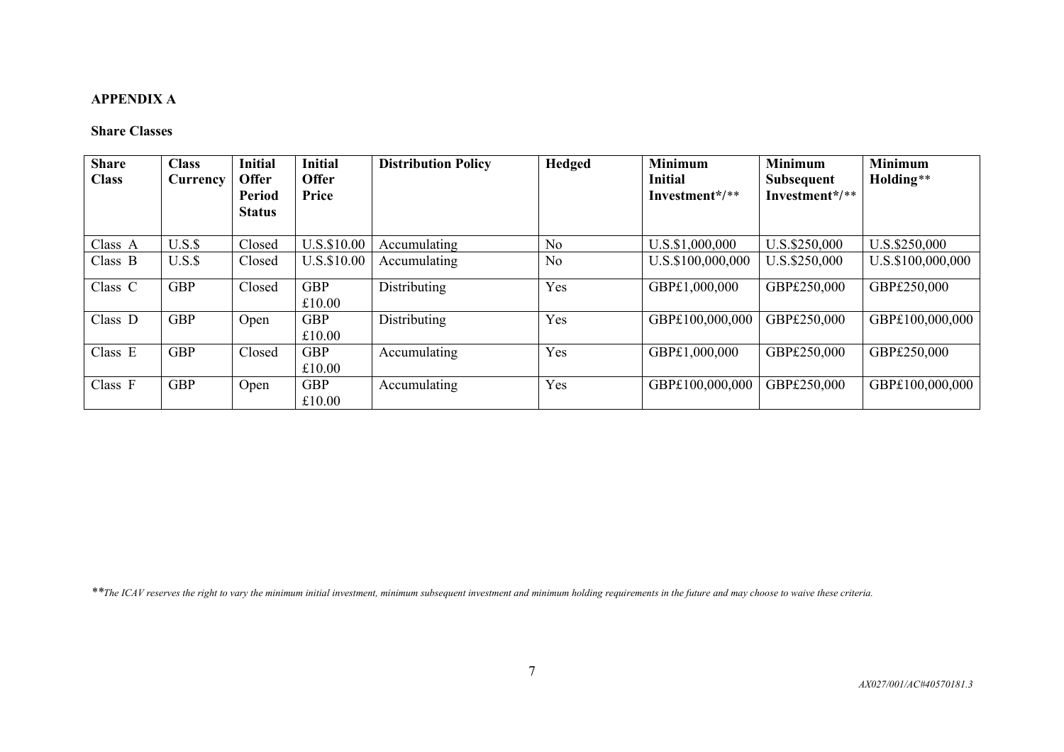**APPENDIX A**

**Share Classes**

| **Share Class** | **Class Currency** | **Initial Offer Period Status** | **Initial Offer Price** | **Distribution Policy** | **Hedged** | **Minimum Initial Investment*/**** | **Minimum Subsequent Investment*/**** | **Minimum Holding**** |
|---|---|---|---|---|---|---|---|---|
| Class A | U.S.$ | Closed | U.S.$10.00 | Accumulating | No | U.S.$1,000,000 | U.S.$250,000 | U.S.$250,000 |
| Class B | U.S.$ | Closed | U.S.$10.00 | Accumulating | No | U.S.$100,000,000 | U.S.$250,000 | U.S.$100,000,000 |
| Class C | GBP | Closed | GBP £10.00 | Distributing | Yes | GBP£1,000,000 | GBP£250,000 | GBP£250,000 |
| Class D | GBP | Open | GBP £10.00 | Distributing | Yes | GBP£100,000,000 | GBP£250,000 | GBP£100,000,000 |
| Class E | GBP | Closed | GBP £10.00 | Accumulating | Yes | GBP£1,000,000 | GBP£250,000 | GBP£250,000 |
| Class F | GBP | Open | GBP £10.00 | Accumulating | Yes | GBP£100,000,000 | GBP£250,000 | GBP£100,000,000 |

*\*\*The ICAV reserves the right to vary the minimum initial investment, minimum subsequent investment and minimum holding requirements in the future and may choose to waive these criteria.*

*AX027/001/AC#40570181.3*